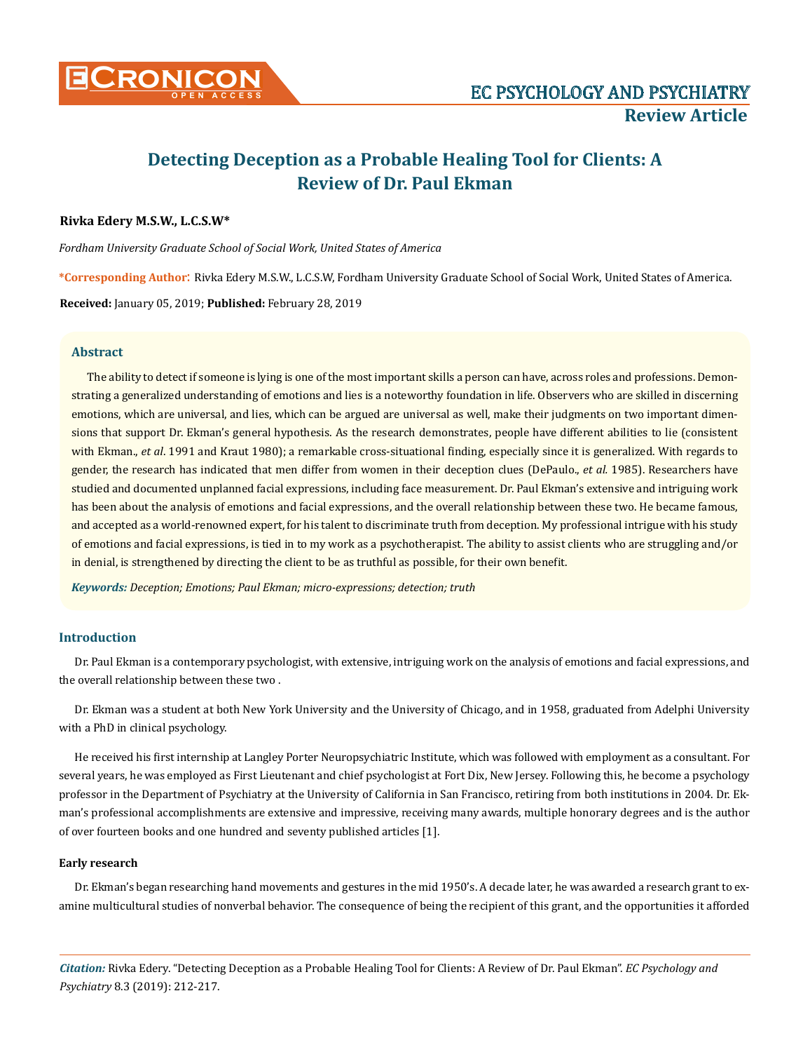# Detecting Deception as a Probable Healing Tool for Clients: A Review of Dr. Paul Ekman

**Rivka Edery M.S.W., L.C.S.W***

*Fordham University Graduate School of Social Work, United States of America*

***Corresponding Author:** Rivka Edery M.S.W., L.C.S.W, Fordham University Graduate School of Social Work, United States of America.

**Received:** January 05, 2019; **Published:** February 28, 2019

## Abstract

The ability to detect if someone is lying is one of the most important skills a person can have, across roles and professions. Demonstrating a generalized understanding of emotions and lies is a noteworthy foundation in life. Observers who are skilled in discerning emotions, which are universal, and lies, which can be argued are universal as well, make their judgments on two important dimensions that support Dr. Ekman's general hypothesis. As the research demonstrates, people have different abilities to lie (consistent with Ekman., *et al*. 1991 and Kraut 1980); a remarkable cross-situational finding, especially since it is generalized. With regards to gender, the research has indicated that men differ from women in their deception clues (DePaulo., *et al.* 1985). Researchers have studied and documented unplanned facial expressions, including face measurement. Dr. Paul Ekman's extensive and intriguing work has been about the analysis of emotions and facial expressions, and the overall relationship between these two. He became famous, and accepted as a world-renowned expert, for his talent to discriminate truth from deception. My professional intrigue with his study of emotions and facial expressions, is tied in to my work as a psychotherapist. The ability to assist clients who are struggling and/or in denial, is strengthened by directing the client to be as truthful as possible, for their own benefit.

***Keywords:*** *Deception; Emotions; Paul Ekman; micro-expressions; detection; truth*

## Introduction

Dr. Paul Ekman is a contemporary psychologist, with extensive, intriguing work on the analysis of emotions and facial expressions, and the overall relationship between these two .

Dr. Ekman was a student at both New York University and the University of Chicago, and in 1958, graduated from Adelphi University with a PhD in clinical psychology.

He received his first internship at Langley Porter Neuropsychiatric Institute, which was followed with employment as a consultant. For several years, he was employed as First Lieutenant and chief psychologist at Fort Dix, New Jersey. Following this, he become a psychology professor in the Department of Psychiatry at the University of California in San Francisco, retiring from both institutions in 2004. Dr. Ekman's professional accomplishments are extensive and impressive, receiving many awards, multiple honorary degrees and is the author of over fourteen books and one hundred and seventy published articles [1].

### Early research

Dr. Ekman's began researching hand movements and gestures in the mid 1950's. A decade later, he was awarded a research grant to examine multicultural studies of nonverbal behavior. The consequence of being the recipient of this grant, and the opportunities it afforded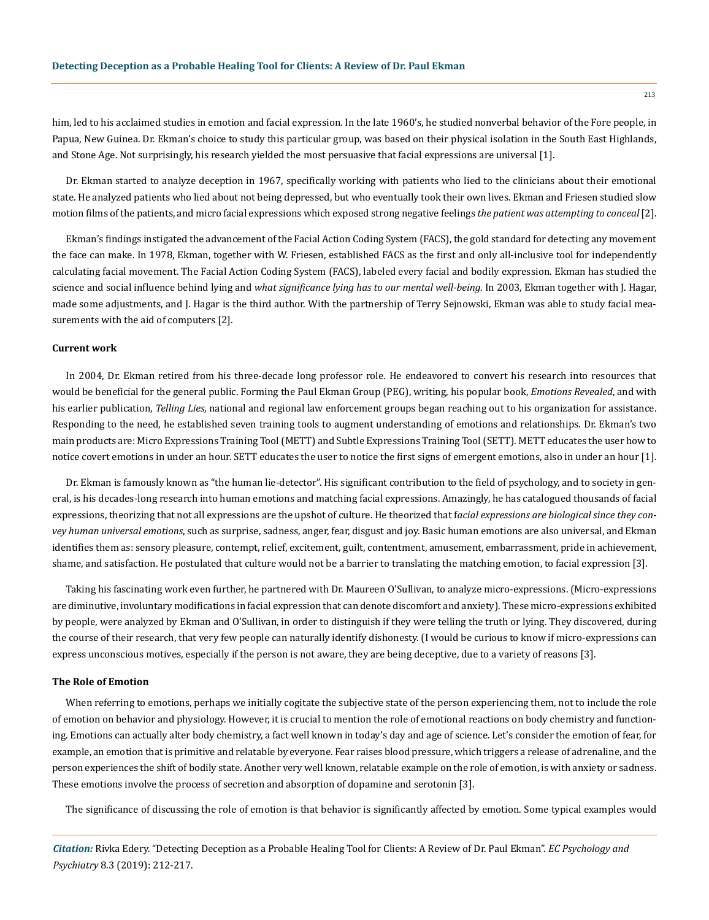him, led to his acclaimed studies in emotion and facial expression. In the late 1960's, he studied nonverbal behavior of the Fore people, in Papua, New Guinea. Dr. Ekman's choice to study this particular group, was based on their physical isolation in the South East Highlands, and Stone Age. Not surprisingly, his research yielded the most persuasive that facial expressions are universal [1].

Dr. Ekman started to analyze deception in 1967, specifically working with patients who lied to the clinicians about their emotional state. He analyzed patients who lied about not being depressed, but who eventually took their own lives. Ekman and Friesen studied slow motion films of the patients, and micro facial expressions which exposed strong negative feelings *the patient was attempting to conceal* [2].

Ekman's findings instigated the advancement of the Facial Action Coding System (FACS), the gold standard for detecting any movement the face can make. In 1978, Ekman, together with W. Friesen, established FACS as the first and only all-inclusive tool for independently calculating facial movement. The Facial Action Coding System (FACS), labeled every facial and bodily expression. Ekman has studied the science and social influence behind lying and *what significance lying has to our mental well-being*. In 2003, Ekman together with J. Hagar, made some adjustments, and J. Hagar is the third author. With the partnership of Terry Sejnowski, Ekman was able to study facial measurements with the aid of computers [2].

### Current work

In 2004, Dr. Ekman retired from his three-decade long professor role. He endeavored to convert his research into resources that would be beneficial for the general public. Forming the Paul Ekman Group (PEG), writing, his popular book, *Emotions Revealed*, and with his earlier publication, *Telling Lies*, national and regional law enforcement groups began reaching out to his organization for assistance. Responding to the need, he established seven training tools to augment understanding of emotions and relationships. Dr. Ekman's two main products are: Micro Expressions Training Tool (METT) and Subtle Expressions Training Tool (SETT). METT educates the user how to notice covert emotions in under an hour. SETT educates the user to notice the first signs of emergent emotions, also in under an hour [1].

Dr. Ekman is famously known as "the human lie-detector". His significant contribution to the field of psychology, and to society in general, is his decades-long research into human emotions and matching facial expressions. Amazingly, he has catalogued thousands of facial expressions, theorizing that not all expressions are the upshot of culture. He theorized that f*acial expressions are biological since they convey human universal emotions*, such as surprise, sadness, anger, fear, disgust and joy. Basic human emotions are also universal, and Ekman identifies them as: sensory pleasure, contempt, relief, excitement, guilt, contentment, amusement, embarrassment, pride in achievement, shame, and satisfaction. He postulated that culture would not be a barrier to translating the matching emotion, to facial expression [3].

Taking his fascinating work even further, he partnered with Dr. Maureen O'Sullivan, to analyze micro-expressions. (Micro-expressions are diminutive, involuntary modifications in facial expression that can denote discomfort and anxiety). These micro-expressions exhibited by people, were analyzed by Ekman and O'Sullivan, in order to distinguish if they were telling the truth or lying. They discovered, during the course of their research, that very few people can naturally identify dishonesty. (I would be curious to know if micro-expressions can express unconscious motives, especially if the person is not aware, they are being deceptive, due to a variety of reasons [3].

### The Role of Emotion

When referring to emotions, perhaps we initially cogitate the subjective state of the person experiencing them, not to include the role of emotion on behavior and physiology. However, it is crucial to mention the role of emotional reactions on body chemistry and functioning. Emotions can actually alter body chemistry, a fact well known in today's day and age of science. Let's consider the emotion of fear, for example, an emotion that is primitive and relatable by everyone. Fear raises blood pressure, which triggers a release of adrenaline, and the person experiences the shift of bodily state. Another very well known, relatable example on the role of emotion, is with anxiety or sadness. These emotions involve the process of secretion and absorption of dopamine and serotonin [3].

The significance of discussing the role of emotion is that behavior is significantly affected by emotion. Some typical examples would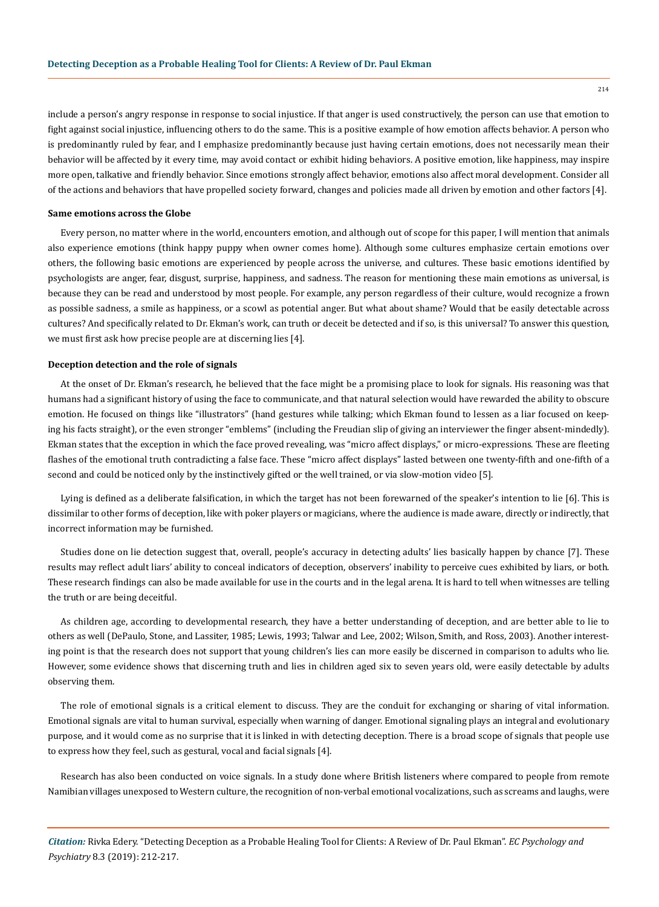include a person's angry response in response to social injustice. If that anger is used constructively, the person can use that emotion to fight against social injustice, influencing others to do the same. This is a positive example of how emotion affects behavior. A person who is predominantly ruled by fear, and I emphasize predominantly because just having certain emotions, does not necessarily mean their behavior will be affected by it every time, may avoid contact or exhibit hiding behaviors. A positive emotion, like happiness, may inspire more open, talkative and friendly behavior. Since emotions strongly affect behavior, emotions also affect moral development. Consider all of the actions and behaviors that have propelled society forward, changes and policies made all driven by emotion and other factors [4].

### Same emotions across the Globe

Every person, no matter where in the world, encounters emotion, and although out of scope for this paper, I will mention that animals also experience emotions (think happy puppy when owner comes home). Although some cultures emphasize certain emotions over others, the following basic emotions are experienced by people across the universe, and cultures. These basic emotions identified by psychologists are anger, fear, disgust, surprise, happiness, and sadness. The reason for mentioning these main emotions as universal, is because they can be read and understood by most people. For example, any person regardless of their culture, would recognize a frown as possible sadness, a smile as happiness, or a scowl as potential anger. But what about shame? Would that be easily detectable across cultures? And specifically related to Dr. Ekman's work, can truth or deceit be detected and if so, is this universal? To answer this question, we must first ask how precise people are at discerning lies [4].

### Deception detection and the role of signals

At the onset of Dr. Ekman's research, he believed that the face might be a promising place to look for signals. His reasoning was that humans had a significant history of using the face to communicate, and that natural selection would have rewarded the ability to obscure emotion. He focused on things like "illustrators" (hand gestures while talking; which Ekman found to lessen as a liar focused on keeping his facts straight), or the even stronger "emblems" (including the Freudian slip of giving an interviewer the finger absent-mindedly). Ekman states that the exception in which the face proved revealing, was "micro affect displays," or micro-expressions. These are fleeting flashes of the emotional truth contradicting a false face. These "micro affect displays" lasted between one twenty-fifth and one-fifth of a second and could be noticed only by the instinctively gifted or the well trained, or via slow-motion video [5].

Lying is defined as a deliberate falsification, in which the target has not been forewarned of the speaker's intention to lie [6]. This is dissimilar to other forms of deception, like with poker players or magicians, where the audience is made aware, directly or indirectly, that incorrect information may be furnished.

Studies done on lie detection suggest that, overall, people's accuracy in detecting adults' lies basically happen by chance [7]. These results may reflect adult liars' ability to conceal indicators of deception, observers' inability to perceive cues exhibited by liars, or both. These research findings can also be made available for use in the courts and in the legal arena. It is hard to tell when witnesses are telling the truth or are being deceitful.

As children age, according to developmental research, they have a better understanding of deception, and are better able to lie to others as well (DePaulo, Stone, and Lassiter, 1985; Lewis, 1993; Talwar and Lee, 2002; Wilson, Smith, and Ross, 2003). Another interesting point is that the research does not support that young children's lies can more easily be discerned in comparison to adults who lie. However, some evidence shows that discerning truth and lies in children aged six to seven years old, were easily detectable by adults observing them.

The role of emotional signals is a critical element to discuss. They are the conduit for exchanging or sharing of vital information. Emotional signals are vital to human survival, especially when warning of danger. Emotional signaling plays an integral and evolutionary purpose, and it would come as no surprise that it is linked in with detecting deception. There is a broad scope of signals that people use to express how they feel, such as gestural, vocal and facial signals [4].

Research has also been conducted on voice signals. In a study done where British listeners where compared to people from remote Namibian villages unexposed to Western culture, the recognition of non-verbal emotional vocalizations, such as screams and laughs, were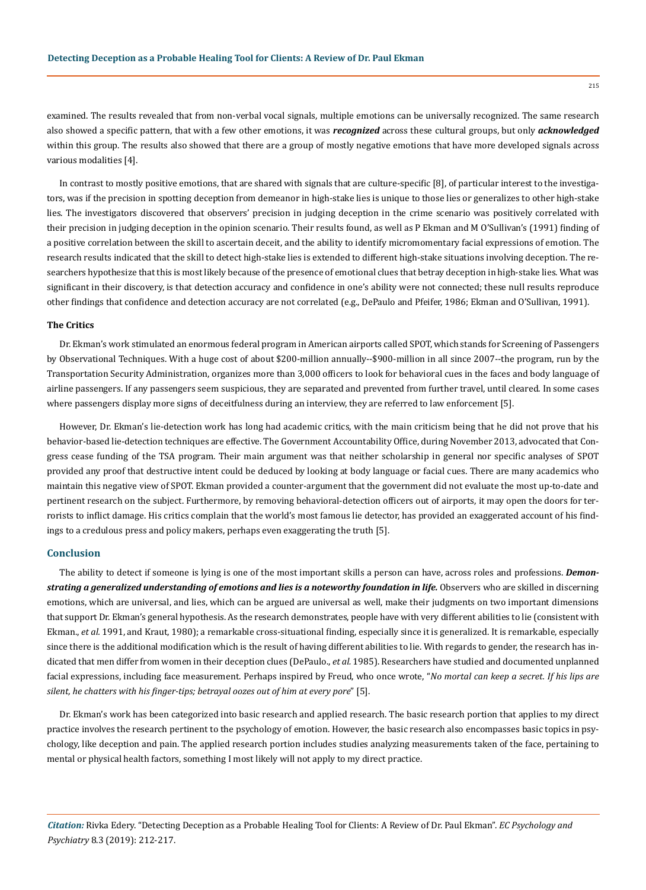examined. The results revealed that from non-verbal vocal signals, multiple emotions can be universally recognized. The same research also showed a specific pattern, that with a few other emotions, it was ***recognized*** across these cultural groups, but only ***acknowledged*** within this group. The results also showed that there are a group of mostly negative emotions that have more developed signals across various modalities [4].

In contrast to mostly positive emotions, that are shared with signals that are culture-specific [8], of particular interest to the investigators, was if the precision in spotting deception from demeanor in high-stake lies is unique to those lies or generalizes to other high-stake lies. The investigators discovered that observers' precision in judging deception in the crime scenario was positively correlated with their precision in judging deception in the opinion scenario. Their results found, as well as P Ekman and M O'Sullivan's (1991) finding of a positive correlation between the skill to ascertain deceit, and the ability to identify micromomentary facial expressions of emotion. The research results indicated that the skill to detect high-stake lies is extended to different high-stake situations involving deception. The researchers hypothesize that this is most likely because of the presence of emotional clues that betray deception in high-stake lies. What was significant in their discovery, is that detection accuracy and confidence in one's ability were not connected; these null results reproduce other findings that confidence and detection accuracy are not correlated (e.g., DePaulo and Pfeifer, 1986; Ekman and O'Sullivan, 1991).

### The Critics

Dr. Ekman's work stimulated an enormous federal program in American airports called SPOT, which stands for Screening of Passengers by Observational Techniques. With a huge cost of about $200-million annually--$900-million in all since 2007--the program, run by the Transportation Security Administration, organizes more than 3,000 officers to look for behavioral cues in the faces and body language of airline passengers. If any passengers seem suspicious, they are separated and prevented from further travel, until cleared. In some cases where passengers display more signs of deceitfulness during an interview, they are referred to law enforcement [5].

However, Dr. Ekman's lie-detection work has long had academic critics, with the main criticism being that he did not prove that his behavior-based lie-detection techniques are effective. The Government Accountability Office, during November 2013, advocated that Congress cease funding of the TSA program. Their main argument was that neither scholarship in general nor specific analyses of SPOT provided any proof that destructive intent could be deduced by looking at body language or facial cues. There are many academics who maintain this negative view of SPOT. Ekman provided a counter-argument that the government did not evaluate the most up-to-date and pertinent research on the subject. Furthermore, by removing behavioral-detection officers out of airports, it may open the doors for terrorists to inflict damage. His critics complain that the world's most famous lie detector, has provided an exaggerated account of his findings to a credulous press and policy makers, perhaps even exaggerating the truth [5].

## Conclusion

The ability to detect if someone is lying is one of the most important skills a person can have, across roles and professions. ***Demonstrating a generalized understanding of emotions and lies is a noteworthy foundation in life.*** Observers who are skilled in discerning emotions, which are universal, and lies, which can be argued are universal as well, make their judgments on two important dimensions that support Dr. Ekman's general hypothesis. As the research demonstrates, people have with very different abilities to lie (consistent with Ekman., *et al.* 1991, and Kraut, 1980); a remarkable cross-situational finding, especially since it is generalized. It is remarkable, especially since there is the additional modification which is the result of having different abilities to lie. With regards to gender, the research has indicated that men differ from women in their deception clues (DePaulo., *et al.* 1985). Researchers have studied and documented unplanned facial expressions, including face measurement. Perhaps inspired by Freud, who once wrote, "*No mortal can keep a secret. If his lips are silent, he chatters with his finger-tips; betrayal oozes out of him at every pore*" [5].

Dr. Ekman's work has been categorized into basic research and applied research. The basic research portion that applies to my direct practice involves the research pertinent to the psychology of emotion. However, the basic research also encompasses basic topics in psychology, like deception and pain. The applied research portion includes studies analyzing measurements taken of the face, pertaining to mental or physical health factors, something I most likely will not apply to my direct practice.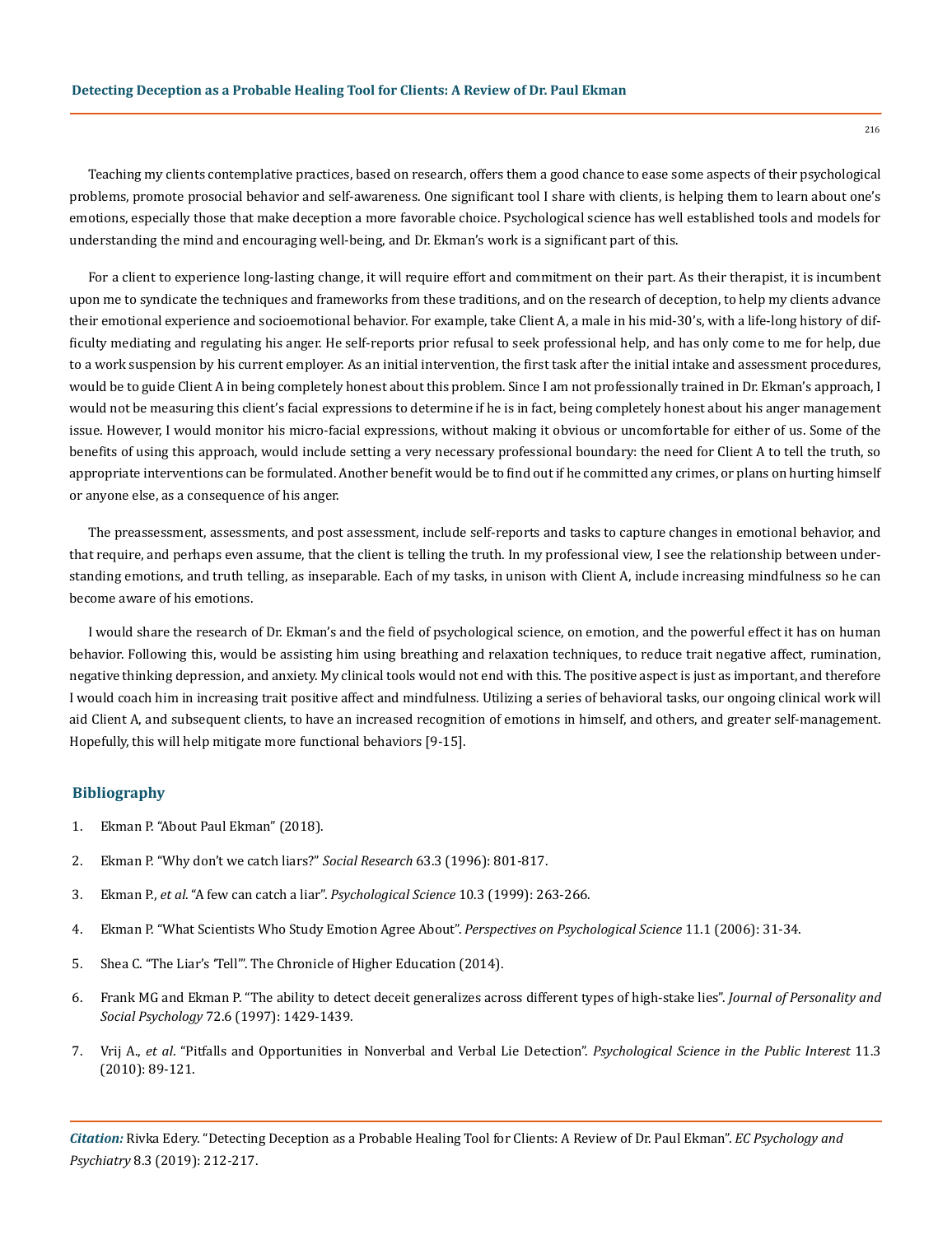Teaching my clients contemplative practices, based on research, offers them a good chance to ease some aspects of their psychological problems, promote prosocial behavior and self-awareness. One significant tool I share with clients, is helping them to learn about one's emotions, especially those that make deception a more favorable choice. Psychological science has well established tools and models for understanding the mind and encouraging well-being, and Dr. Ekman's work is a significant part of this.

For a client to experience long-lasting change, it will require effort and commitment on their part. As their therapist, it is incumbent upon me to syndicate the techniques and frameworks from these traditions, and on the research of deception, to help my clients advance their emotional experience and socioemotional behavior. For example, take Client A, a male in his mid-30's, with a life-long history of difficulty mediating and regulating his anger. He self-reports prior refusal to seek professional help, and has only come to me for help, due to a work suspension by his current employer. As an initial intervention, the first task after the initial intake and assessment procedures, would be to guide Client A in being completely honest about this problem. Since I am not professionally trained in Dr. Ekman's approach, I would not be measuring this client's facial expressions to determine if he is in fact, being completely honest about his anger management issue. However, I would monitor his micro-facial expressions, without making it obvious or uncomfortable for either of us. Some of the benefits of using this approach, would include setting a very necessary professional boundary: the need for Client A to tell the truth, so appropriate interventions can be formulated. Another benefit would be to find out if he committed any crimes, or plans on hurting himself or anyone else, as a consequence of his anger.

The preassessment, assessments, and post assessment, include self-reports and tasks to capture changes in emotional behavior, and that require, and perhaps even assume, that the client is telling the truth. In my professional view, I see the relationship between understanding emotions, and truth telling, as inseparable. Each of my tasks, in unison with Client A, include increasing mindfulness so he can become aware of his emotions.

I would share the research of Dr. Ekman's and the field of psychological science, on emotion, and the powerful effect it has on human behavior. Following this, would be assisting him using breathing and relaxation techniques, to reduce trait negative affect, rumination, negative thinking depression, and anxiety. My clinical tools would not end with this. The positive aspect is just as important, and therefore I would coach him in increasing trait positive affect and mindfulness. Utilizing a series of behavioral tasks, our ongoing clinical work will aid Client A, and subsequent clients, to have an increased recognition of emotions in himself, and others, and greater self-management. Hopefully, this will help mitigate more functional behaviors [9-15].

## Bibliography

1. Ekman P. "About Paul Ekman" (2018).
2. Ekman P. "Why don't we catch liars?" *Social Research* 63.3 (1996): 801-817.
3. Ekman P., *et al*. "A few can catch a liar". *Psychological Science* 10.3 (1999): 263-266.
4. Ekman P. "What Scientists Who Study Emotion Agree About". *Perspectives on Psychological Science* 11.1 (2006): 31-34.
5. Shea C. "The Liar's 'Tell'". The Chronicle of Higher Education (2014).
6. Frank MG and Ekman P. "The ability to detect deceit generalizes across different types of high-stake lies". *Journal of Personality and Social Psychology* 72.6 (1997): 1429-1439.
7. Vrij A., *et al*. "Pitfalls and Opportunities in Nonverbal and Verbal Lie Detection". *Psychological Science in the Public Interest* 11.3 (2010): 89-121.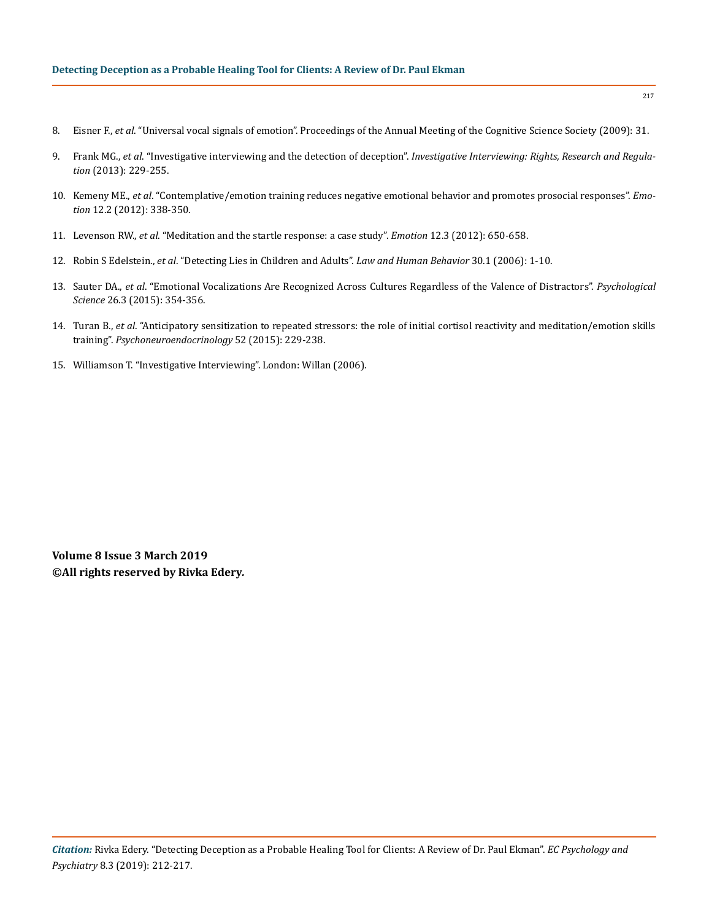8. Eisner F., *et al*. "Universal vocal signals of emotion". Proceedings of the Annual Meeting of the Cognitive Science Society (2009): 31.

9. Frank MG., *et al*. "Investigative interviewing and the detection of deception". *Investigative Interviewing: Rights, Research and Regulation* (2013): 229-255.

10. Kemeny ME., *et al*. "Contemplative/emotion training reduces negative emotional behavior and promotes prosocial responses". *Emotion* 12.2 (2012): 338-350.

11. Levenson RW., *et al*. "Meditation and the startle response: a case study". *Emotion* 12.3 (2012): 650-658.

12. Robin S Edelstein., *et al*. "Detecting Lies in Children and Adults". *Law and Human Behavior* 30.1 (2006): 1-10.

13. Sauter DA., *et al*. "Emotional Vocalizations Are Recognized Across Cultures Regardless of the Valence of Distractors". *Psychological Science* 26.3 (2015): 354-356.

14. Turan B., *et al*. "Anticipatory sensitization to repeated stressors: the role of initial cortisol reactivity and meditation/emotion skills training". *Psychoneuroendocrinology* 52 (2015): 229-238.

15. Williamson T. "Investigative Interviewing". London: Willan (2006).

**Volume 8 Issue 3 March 2019**
**©All rights reserved by Rivka Edery.**